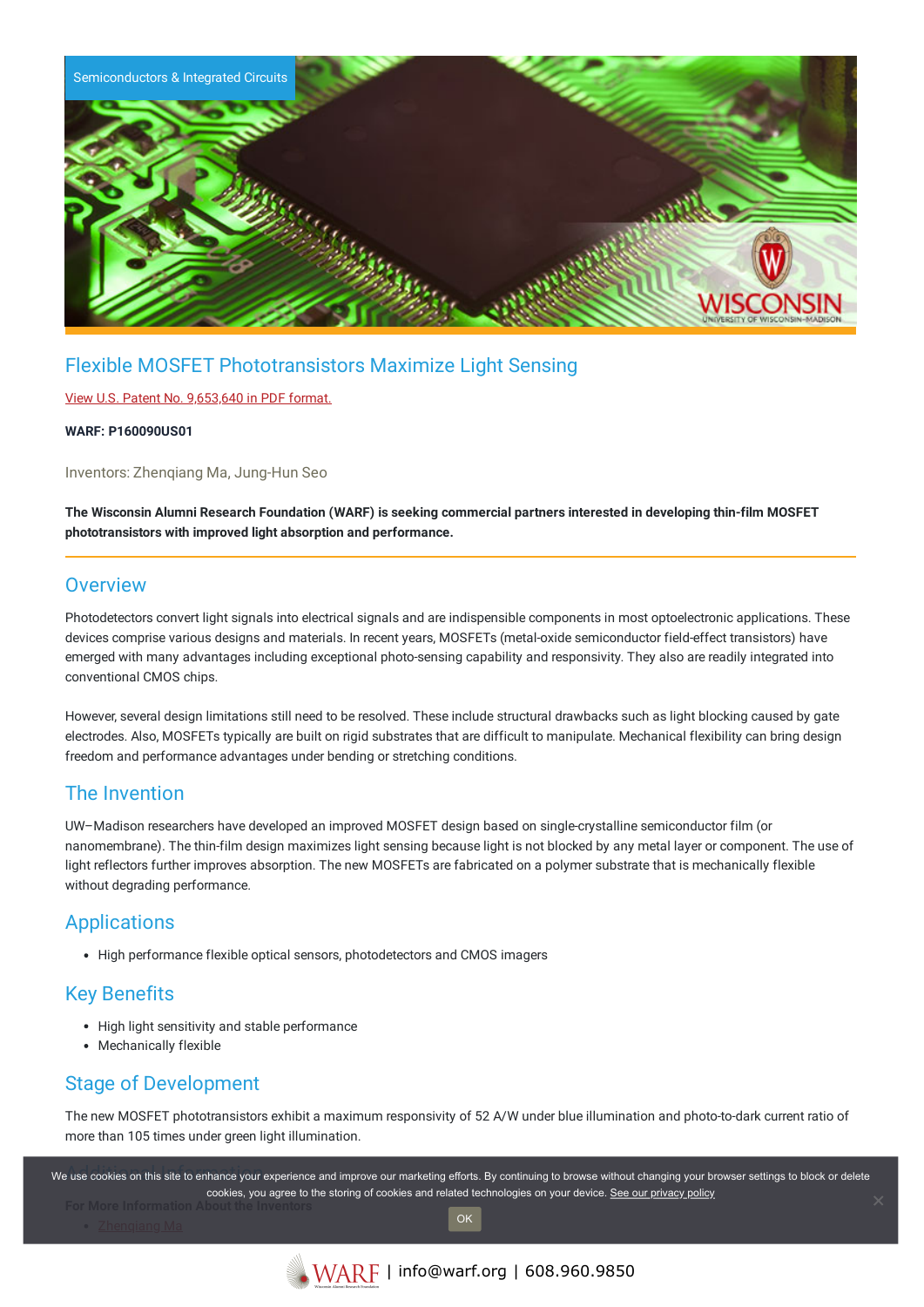Semiconductors & Integrated Circuits

# Flexible MOSFET Phototransistors Maximize Light Sensing

[View U.S. Patent No. 9,653,640 in PDF format.](#)

**WARF: P160090US01**

Inventors: Zhenqiang Ma, Jung-Hun Seo

**The Wisconsin Alumni Research Foundation (WARF) is seeking commercial partners interested in developing thin-film MOSFET phototransistors with improved light absorption and performance.**

## Overview

Photodetectors convert light signals into electrical signals and are indispensible components in most optoelectronic applications. These devices comprise various designs and materials. In recent years, MOSFETs (metal-oxide semiconductor field-effect transistors) have emerged with many advantages including exceptional photo-sensing capability and responsivity. They also are readily integrated into conventional CMOS chips.

However, several design limitations still need to be resolved. These include structural drawbacks such as light blocking caused by gate electrodes. Also, MOSFETs typically are built on rigid substrates that are difficult to manipulate. Mechanical flexibility can bring design freedom and performance advantages under bending or stretching conditions.

## The Invention

UW–Madison researchers have developed an improved MOSFET design based on single-crystalline semiconductor film (or nanomembrane). The thin-film design maximizes light sensing because light is not blocked by any metal layer or component. The use of light reflectors further improves absorption. The new MOSFETs are fabricated on a polymer substrate that is mechanically flexible without degrading performance.

## Applications

- High performance flexible optical sensors, photodetectors and CMOS imagers

## Key Benefits

- High light sensitivity and stable performance
- Mechanically flexible

## Stage of Development

The new MOSFET phototransistors exhibit a maximum responsivity of 52 A/W under blue illumination and photo-to-dark current ratio of more than 105 times under green light illumination.

## Additional Information

**For More Information About the Inventors**

- Zhenqiang Ma

We use cookies on this site to enhance your experience and improve our marketing efforts. By continuing to browse without changing your browser settings to block or delete cookies, you agree to the storing of cookies and related technologies on your device. See our privacy policy

OK

WARF | info@warf.org | 608.960.9850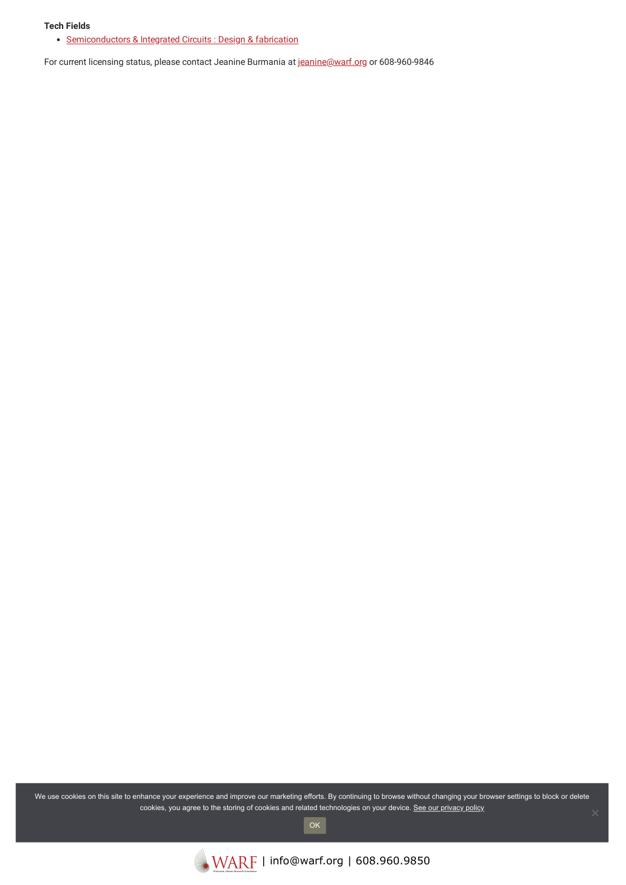**Tech Fields**

- Semiconductors & Integrated Circuits : Design & fabrication

For current licensing status, please contact Jeanine Burmania at jeanine@warf.org or 608-960-9846